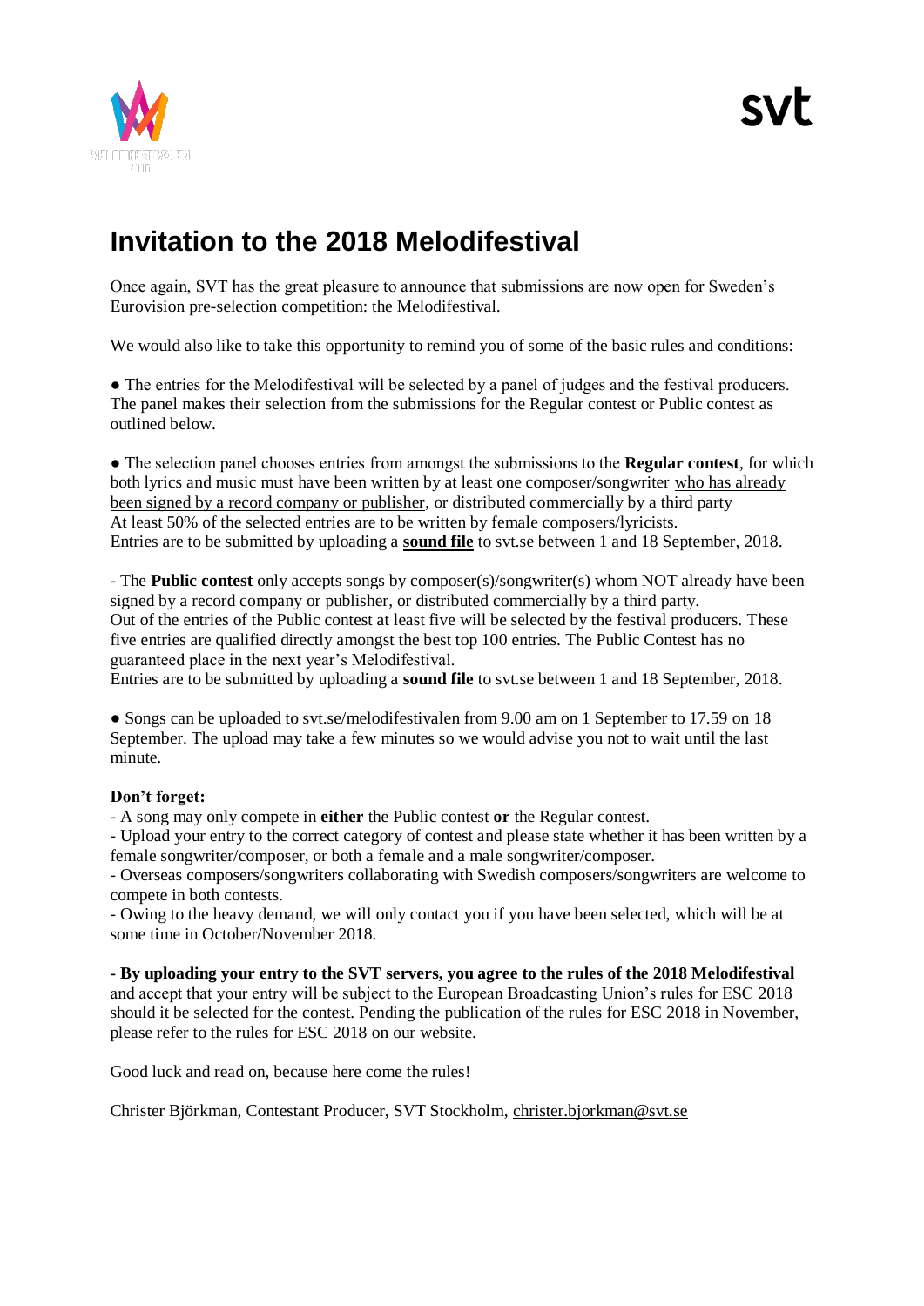# Invitation to the 2018 Melodifestival

Once again, SVT has the great pleasure to announce that submissions are now open for Sweden's Eurovision pre-selection competition: the Melodifestival.

We would also like to take this opportunity to remind you of some of the basic rules and conditions:

● The entries for the Melodifestival will be selected by a panel of judges and the festival producers. The panel makes their selection from the submissions for the Regular contest or Public contest as outlined below.

● The selection panel chooses entries from amongst the submissions to the **Regular contest**, for which both lyrics and music must have been written by at least one composer/songwriter who has already been signed by a record company or publisher, or distributed commercially by a third party
At least 50% of the selected entries are to be written by female composers/lyricists.
Entries are to be submitted by uploading a **sound file** to svt.se between 1 and 18 September, 2018.

- The **Public contest** only accepts songs by composer(s)/songwriter(s) whom NOT already have been signed by a record company or publisher, or distributed commercially by a third party.
Out of the entries of the Public contest at least five will be selected by the festival producers. These five entries are qualified directly amongst the best top 100 entries. The Public Contest has no guaranteed place in the next year's Melodifestival.
Entries are to be submitted by uploading a **sound file** to svt.se between 1 and 18 September, 2018.

● Songs can be uploaded to svt.se/melodifestivalen from 9.00 am on 1 September to 17.59 on 18 September. The upload may take a few minutes so we would advise you not to wait until the last minute.

**Don't forget:**

- A song may only compete in **either** the Public contest **or** the Regular contest.
- Upload your entry to the correct category of contest and please state whether it has been written by a female songwriter/composer, or both a female and a male songwriter/composer.
- Overseas composers/songwriters collaborating with Swedish composers/songwriters are welcome to compete in both contests.
- Owing to the heavy demand, we will only contact you if you have been selected, which will be at some time in October/November 2018.

**- By uploading your entry to the SVT servers, you agree to the rules of the 2018 Melodifestival** and accept that your entry will be subject to the European Broadcasting Union's rules for ESC 2018 should it be selected for the contest. Pending the publication of the rules for ESC 2018 in November, please refer to the rules for ESC 2018 on our website.

Good luck and read on, because here come the rules!

Christer Björkman, Contestant Producer, SVT Stockholm, christer.bjorkman@svt.se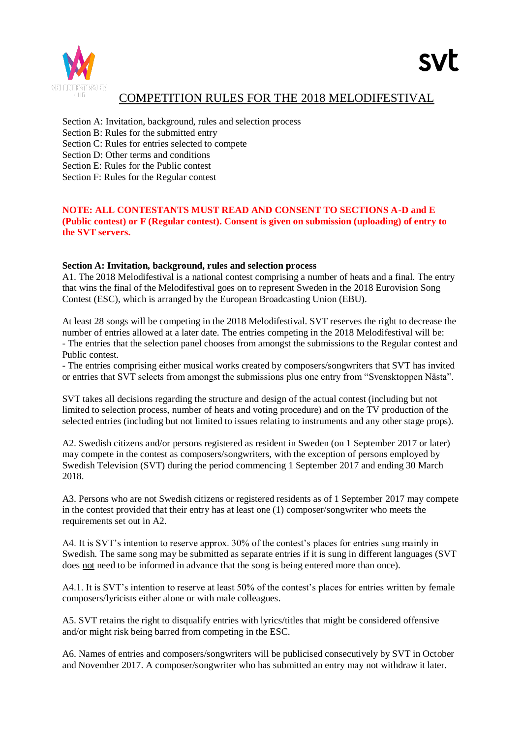# COMPETITION RULES FOR THE 2018 MELODIFESTIVAL

Section A: Invitation, background, rules and selection process
Section B: Rules for the submitted entry
Section C: Rules for entries selected to compete
Section D: Other terms and conditions
Section E: Rules for the Public contest
Section F: Rules for the Regular contest

**NOTE: ALL CONTESTANTS MUST READ AND CONSENT TO SECTIONS A-D and E (Public contest) or F (Regular contest). Consent is given on submission (uploading) of entry to the SVT servers.**

**Section A: Invitation, background, rules and selection process**

A1. The 2018 Melodifestival is a national contest comprising a number of heats and a final. The entry that wins the final of the Melodifestival goes on to represent Sweden in the 2018 Eurovision Song Contest (ESC), which is arranged by the European Broadcasting Union (EBU).

At least 28 songs will be competing in the 2018 Melodifestival. SVT reserves the right to decrease the number of entries allowed at a later date. The entries competing in the 2018 Melodifestival will be:
- The entries that the selection panel chooses from amongst the submissions to the Regular contest and Public contest.
- The entries comprising either musical works created by composers/songwriters that SVT has invited or entries that SVT selects from amongst the submissions plus one entry from "Svensktoppen Nästa".

SVT takes all decisions regarding the structure and design of the actual contest (including but not limited to selection process, number of heats and voting procedure) and on the TV production of the selected entries (including but not limited to issues relating to instruments and any other stage props).

A2. Swedish citizens and/or persons registered as resident in Sweden (on 1 September 2017 or later) may compete in the contest as composers/songwriters, with the exception of persons employed by Swedish Television (SVT) during the period commencing 1 September 2017 and ending 30 March 2018.

A3. Persons who are not Swedish citizens or registered residents as of 1 September 2017 may compete in the contest provided that their entry has at least one (1) composer/songwriter who meets the requirements set out in A2.

A4. It is SVT's intention to reserve approx. 30% of the contest's places for entries sung mainly in Swedish. The same song may be submitted as separate entries if it is sung in different languages (SVT does not need to be informed in advance that the song is being entered more than once).

A4.1. It is SVT's intention to reserve at least 50% of the contest's places for entries written by female composers/lyricists either alone or with male colleagues.

A5. SVT retains the right to disqualify entries with lyrics/titles that might be considered offensive and/or might risk being barred from competing in the ESC.

A6. Names of entries and composers/songwriters will be publicised consecutively by SVT in October and November 2017. A composer/songwriter who has submitted an entry may not withdraw it later.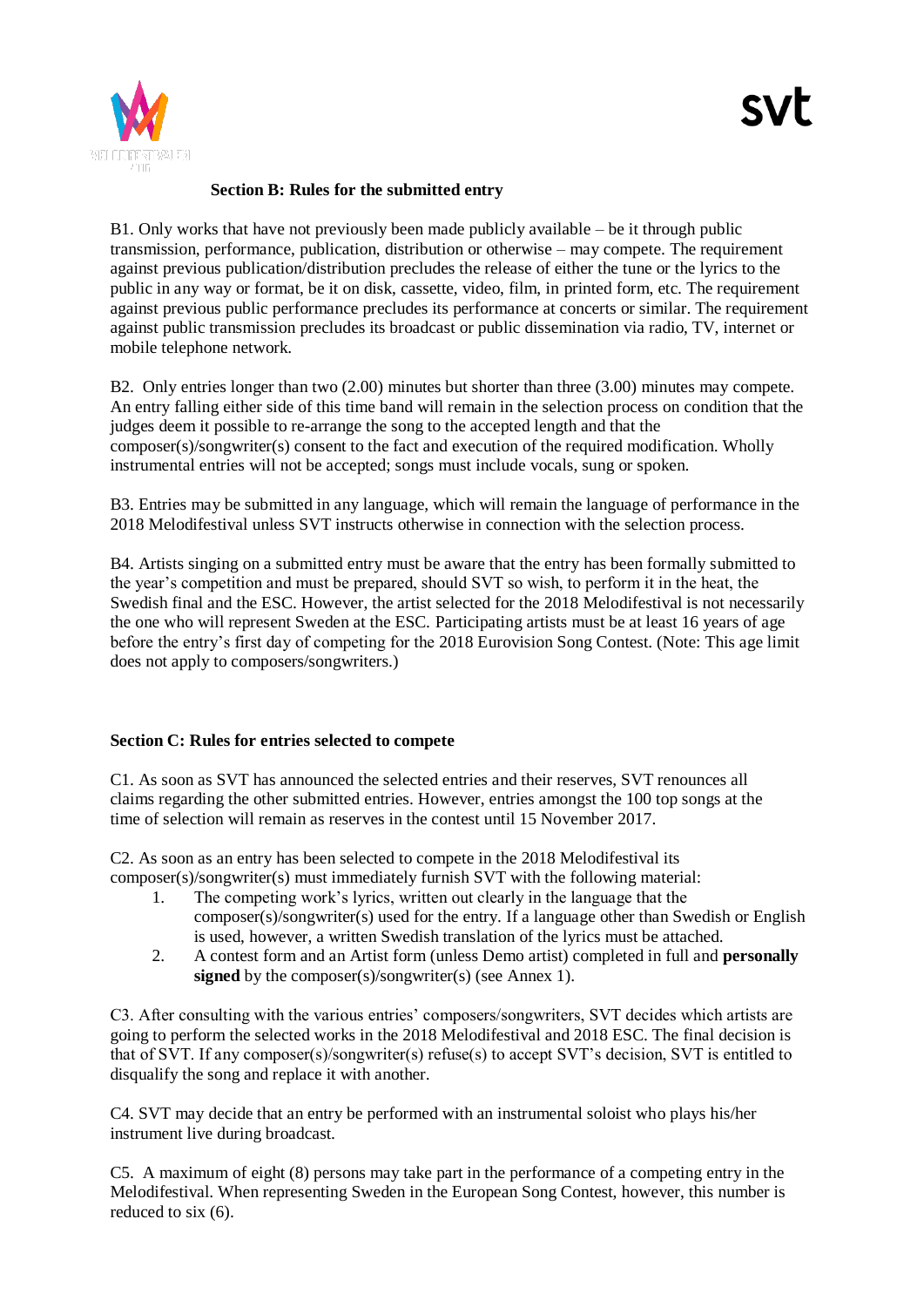### Section B: Rules for the submitted entry

B1. Only works that have not previously been made publicly available – be it through public transmission, performance, publication, distribution or otherwise – may compete. The requirement against previous publication/distribution precludes the release of either the tune or the lyrics to the public in any way or format, be it on disk, cassette, video, film, in printed form, etc. The requirement against previous public performance precludes its performance at concerts or similar. The requirement against public transmission precludes its broadcast or public dissemination via radio, TV, internet or mobile telephone network.

B2. Only entries longer than two (2.00) minutes but shorter than three (3.00) minutes may compete. An entry falling either side of this time band will remain in the selection process on condition that the judges deem it possible to re-arrange the song to the accepted length and that the composer(s)/songwriter(s) consent to the fact and execution of the required modification. Wholly instrumental entries will not be accepted; songs must include vocals, sung or spoken.

B3. Entries may be submitted in any language, which will remain the language of performance in the 2018 Melodifestival unless SVT instructs otherwise in connection with the selection process.

B4. Artists singing on a submitted entry must be aware that the entry has been formally submitted to the year's competition and must be prepared, should SVT so wish, to perform it in the heat, the Swedish final and the ESC. However, the artist selected for the 2018 Melodifestival is not necessarily the one who will represent Sweden at the ESC. Participating artists must be at least 16 years of age before the entry's first day of competing for the 2018 Eurovision Song Contest. (Note: This age limit does not apply to composers/songwriters.)

### Section C: Rules for entries selected to compete

C1. As soon as SVT has announced the selected entries and their reserves, SVT renounces all claims regarding the other submitted entries. However, entries amongst the 100 top songs at the time of selection will remain as reserves in the contest until 15 November 2017.

C2. As soon as an entry has been selected to compete in the 2018 Melodifestival its composer(s)/songwriter(s) must immediately furnish SVT with the following material:

1. The competing work's lyrics, written out clearly in the language that the composer(s)/songwriter(s) used for the entry. If a language other than Swedish or English is used, however, a written Swedish translation of the lyrics must be attached.
2. A contest form and an Artist form (unless Demo artist) completed in full and **personally signed** by the composer(s)/songwriter(s) (see Annex 1).

C3. After consulting with the various entries' composers/songwriters, SVT decides which artists are going to perform the selected works in the 2018 Melodifestival and 2018 ESC. The final decision is that of SVT. If any composer(s)/songwriter(s) refuse(s) to accept SVT's decision, SVT is entitled to disqualify the song and replace it with another.

C4. SVT may decide that an entry be performed with an instrumental soloist who plays his/her instrument live during broadcast.

C5. A maximum of eight (8) persons may take part in the performance of a competing entry in the Melodifestival. When representing Sweden in the European Song Contest, however, this number is reduced to six (6).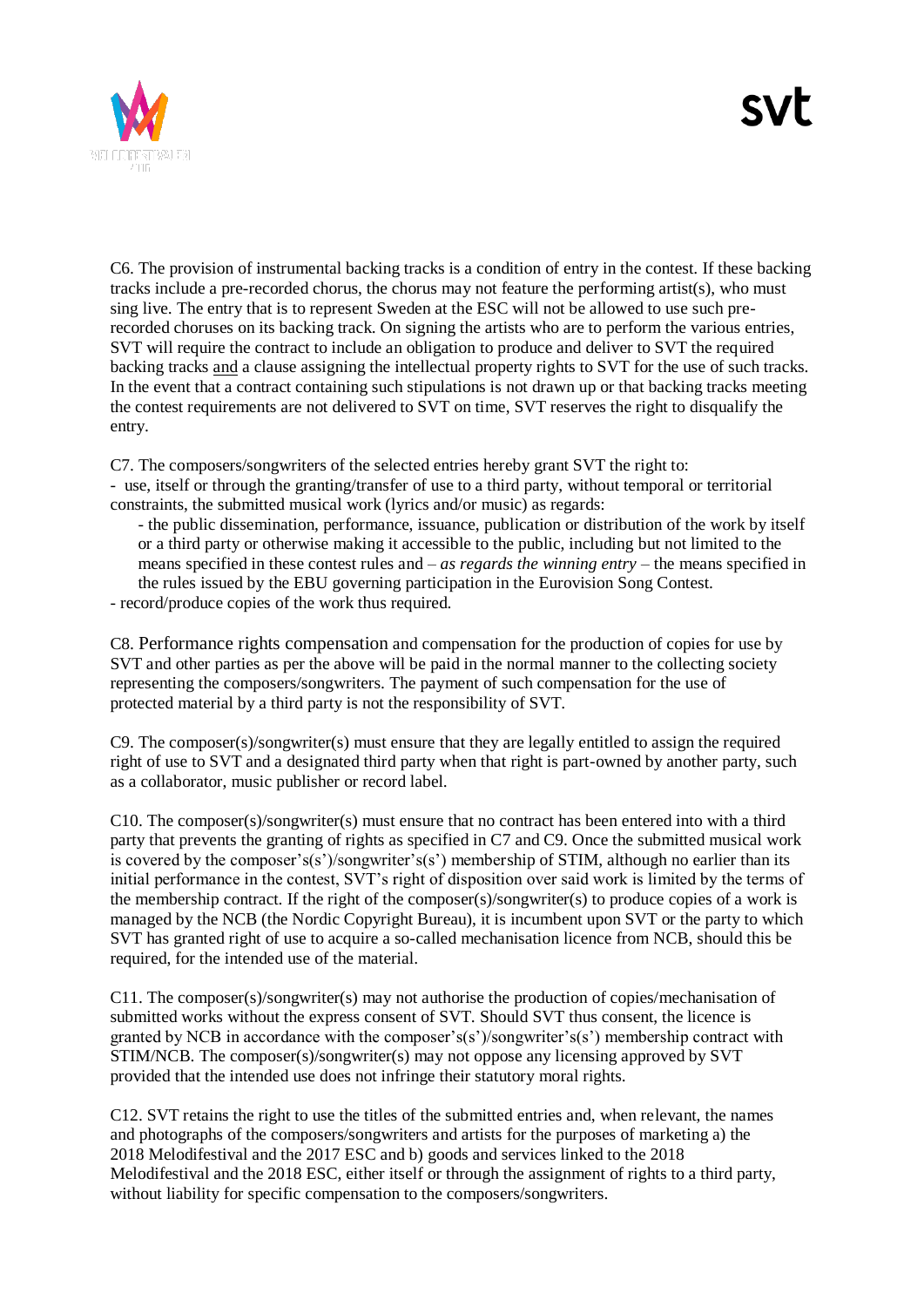C6. The provision of instrumental backing tracks is a condition of entry in the contest. If these backing tracks include a pre-recorded chorus, the chorus may not feature the performing artist(s), who must sing live. The entry that is to represent Sweden at the ESC will not be allowed to use such pre-recorded choruses on its backing track. On signing the artists who are to perform the various entries, SVT will require the contract to include an obligation to produce and deliver to SVT the required backing tracks <u>and</u> a clause assigning the intellectual property rights to SVT for the use of such tracks. In the event that a contract containing such stipulations is not drawn up or that backing tracks meeting the contest requirements are not delivered to SVT on time, SVT reserves the right to disqualify the entry.

C7. The composers/songwriters of the selected entries hereby grant SVT the right to:

- use, itself or through the granting/transfer of use to a third party, without temporal or territorial constraints, the submitted musical work (lyrics and/or music) as regards:
  - the public dissemination, performance, issuance, publication or distribution of the work by itself or a third party or otherwise making it accessible to the public, including but not limited to the means specified in these contest rules and – *as regards the winning entry* – the means specified in the rules issued by the EBU governing participation in the Eurovision Song Contest.
- record/produce copies of the work thus required.

C8. Performance rights compensation and compensation for the production of copies for use by SVT and other parties as per the above will be paid in the normal manner to the collecting society representing the composers/songwriters. The payment of such compensation for the use of protected material by a third party is not the responsibility of SVT.

C9. The composer(s)/songwriter(s) must ensure that they are legally entitled to assign the required right of use to SVT and a designated third party when that right is part-owned by another party, such as a collaborator, music publisher or record label.

C10. The composer(s)/songwriter(s) must ensure that no contract has been entered into with a third party that prevents the granting of rights as specified in C7 and C9. Once the submitted musical work is covered by the composer's(s')/songwriter's(s') membership of STIM, although no earlier than its initial performance in the contest, SVT's right of disposition over said work is limited by the terms of the membership contract. If the right of the composer(s)/songwriter(s) to produce copies of a work is managed by the NCB (the Nordic Copyright Bureau), it is incumbent upon SVT or the party to which SVT has granted right of use to acquire a so-called mechanisation licence from NCB, should this be required, for the intended use of the material.

C11. The composer(s)/songwriter(s) may not authorise the production of copies/mechanisation of submitted works without the express consent of SVT. Should SVT thus consent, the licence is granted by NCB in accordance with the composer's(s')/songwriter's(s') membership contract with STIM/NCB. The composer(s)/songwriter(s) may not oppose any licensing approved by SVT provided that the intended use does not infringe their statutory moral rights.

C12. SVT retains the right to use the titles of the submitted entries and, when relevant, the names and photographs of the composers/songwriters and artists for the purposes of marketing a) the 2018 Melodifestival and the 2017 ESC and b) goods and services linked to the 2018 Melodifestival and the 2018 ESC, either itself or through the assignment of rights to a third party, without liability for specific compensation to the composers/songwriters.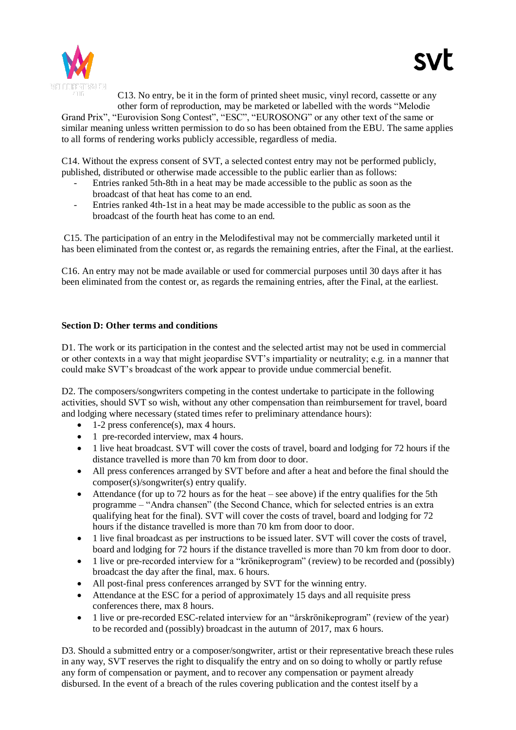C13. No entry, be it in the form of printed sheet music, vinyl record, cassette or any other form of reproduction, may be marketed or labelled with the words "Melodie Grand Prix", "Eurovision Song Contest", "ESC", "EUROSONG" or any other text of the same or similar meaning unless written permission to do so has been obtained from the EBU. The same applies to all forms of rendering works publicly accessible, regardless of media.

C14. Without the express consent of SVT, a selected contest entry may not be performed publicly, published, distributed or otherwise made accessible to the public earlier than as follows:

- Entries ranked 5th-8th in a heat may be made accessible to the public as soon as the broadcast of that heat has come to an end.
- Entries ranked 4th-1st in a heat may be made accessible to the public as soon as the broadcast of the fourth heat has come to an end.

C15. The participation of an entry in the Melodifestival may not be commercially marketed until it has been eliminated from the contest or, as regards the remaining entries, after the Final, at the earliest.

C16. An entry may not be made available or used for commercial purposes until 30 days after it has been eliminated from the contest or, as regards the remaining entries, after the Final, at the earliest.

**Section D: Other terms and conditions**

D1. The work or its participation in the contest and the selected artist may not be used in commercial or other contexts in a way that might jeopardise SVT's impartiality or neutrality; e.g. in a manner that could make SVT's broadcast of the work appear to provide undue commercial benefit.

D2. The composers/songwriters competing in the contest undertake to participate in the following activities, should SVT so wish, without any other compensation than reimbursement for travel, board and lodging where necessary (stated times refer to preliminary attendance hours):

- 1-2 press conference(s), max 4 hours.
- 1 pre-recorded interview, max 4 hours.
- 1 live heat broadcast. SVT will cover the costs of travel, board and lodging for 72 hours if the distance travelled is more than 70 km from door to door.
- All press conferences arranged by SVT before and after a heat and before the final should the composer(s)/songwriter(s) entry qualify.
- Attendance (for up to 72 hours as for the heat – see above) if the entry qualifies for the 5th programme – "Andra chansen" (the Second Chance, which for selected entries is an extra qualifying heat for the final). SVT will cover the costs of travel, board and lodging for 72 hours if the distance travelled is more than 70 km from door to door.
- 1 live final broadcast as per instructions to be issued later. SVT will cover the costs of travel, board and lodging for 72 hours if the distance travelled is more than 70 km from door to door.
- 1 live or pre-recorded interview for a "krönikeprogram" (review) to be recorded and (possibly) broadcast the day after the final, max. 6 hours.
- All post-final press conferences arranged by SVT for the winning entry.
- Attendance at the ESC for a period of approximately 15 days and all requisite press conferences there, max 8 hours.
- 1 live or pre-recorded ESC-related interview for an "årskrönikeprogram" (review of the year) to be recorded and (possibly) broadcast in the autumn of 2017, max 6 hours.

D3. Should a submitted entry or a composer/songwriter, artist or their representative breach these rules in any way, SVT reserves the right to disqualify the entry and on so doing to wholly or partly refuse any form of compensation or payment, and to recover any compensation or payment already disbursed. In the event of a breach of the rules covering publication and the contest itself by a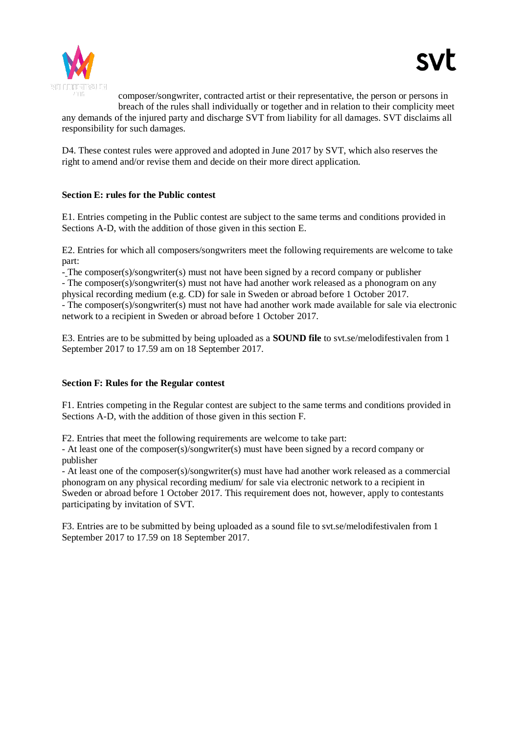composer/songwriter, contracted artist or their representative, the person or persons in breach of the rules shall individually or together and in relation to their complicity meet any demands of the injured party and discharge SVT from liability for all damages. SVT disclaims all responsibility for such damages.

D4. These contest rules were approved and adopted in June 2017 by SVT, which also reserves the right to amend and/or revise them and decide on their more direct application.

**Section E: rules for the Public contest**

E1. Entries competing in the Public contest are subject to the same terms and conditions provided in Sections A-D, with the addition of those given in this section E.

E2. Entries for which all composers/songwriters meet the following requirements are welcome to take part:

- The composer(s)/songwriter(s) must not have been signed by a record company or publisher
- The composer(s)/songwriter(s) must not have had another work released as a phonogram on any physical recording medium (e.g. CD) for sale in Sweden or abroad before 1 October 2017.
- The composer(s)/songwriter(s) must not have had another work made available for sale via electronic network to a recipient in Sweden or abroad before 1 October 2017.

E3. Entries are to be submitted by being uploaded as a **SOUND file** to svt.se/melodifestivalen from 1 September 2017 to 17.59 am on 18 September 2017.

**Section F: Rules for the Regular contest**

F1. Entries competing in the Regular contest are subject to the same terms and conditions provided in Sections A-D, with the addition of those given in this section F.

F2. Entries that meet the following requirements are welcome to take part:

- At least one of the composer(s)/songwriter(s) must have been signed by a record company or publisher
- At least one of the composer(s)/songwriter(s) must have had another work released as a commercial phonogram on any physical recording medium/ for sale via electronic network to a recipient in Sweden or abroad before 1 October 2017. This requirement does not, however, apply to contestants participating by invitation of SVT.

F3. Entries are to be submitted by being uploaded as a sound file to svt.se/melodifestivalen from 1 September 2017 to 17.59 on 18 September 2017.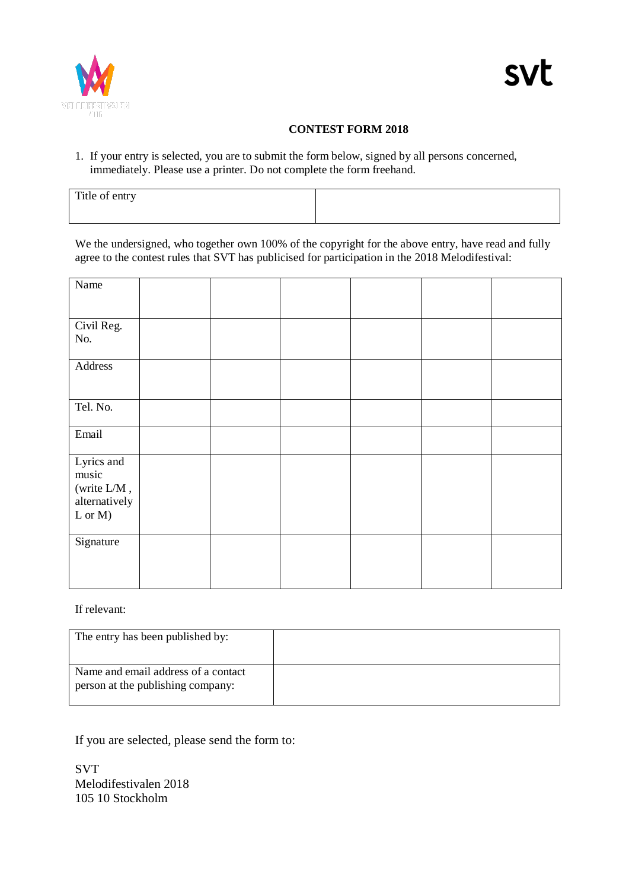**CONTEST FORM 2018**

1. If your entry is selected, you are to submit the form below, signed by all persons concerned, immediately. Please use a printer. Do not complete the form freehand.

| Title of entry | |
|---|---|

We the undersigned, who together own 100% of the copyright for the above entry, have read and fully agree to the contest rules that SVT has publicised for participation in the 2018 Melodifestival:

| Name | | | | | | |
|---|---|---|---|---|---|---|
| Civil Reg. No. | | | | | | |
| Address | | | | | | |
| Tel. No. | | | | | | |
| Email | | | | | | |
| Lyrics and music (write L/M , alternatively L or M) | | | | | | |
| Signature | | | | | | |

If relevant:

| The entry has been published by: | |
|---|---|
| Name and email address of a contact person at the publishing company: | |

If you are selected, please send the form to:

SVT
Melodifestivalen 2018
105 10 Stockholm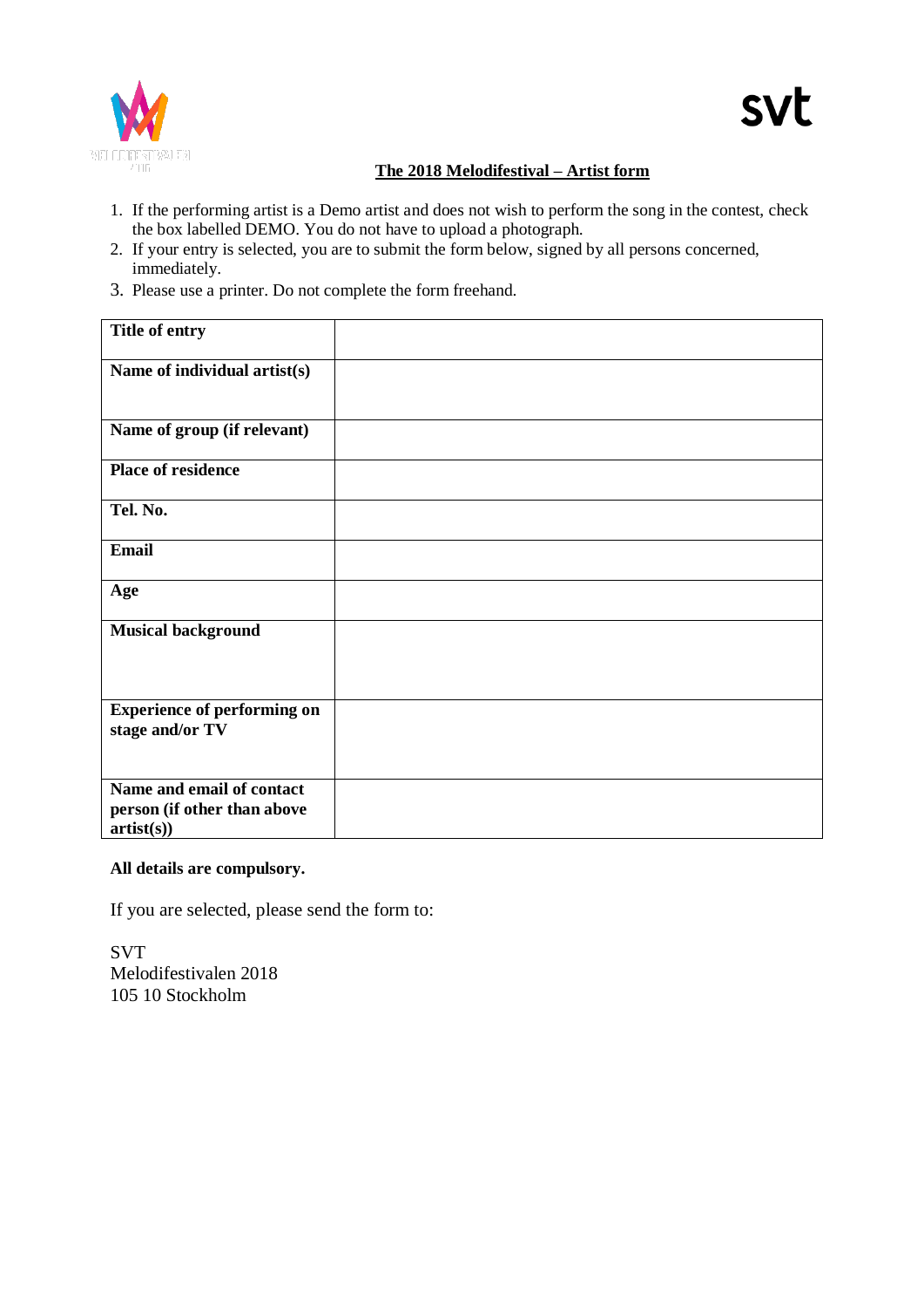## The 2018 Melodifestival – Artist form

1. If the performing artist is a Demo artist and does not wish to perform the song in the contest, check the box labelled DEMO. You do not have to upload a photograph.
2. If your entry is selected, you are to submit the form below, signed by all persons concerned, immediately.
3. Please use a printer. Do not complete the form freehand.

| | |
|---|---|
| **Title of entry** | |
| **Name of individual artist(s)** | |
| **Name of group (if relevant)** | |
| **Place of residence** | |
| **Tel. No.** | |
| **Email** | |
| **Age** | |
| **Musical background** | |
| **Experience of performing on stage and/or TV** | |
| **Name and email of contact person (if other than above artist(s))** | |

**All details are compulsory.**

If you are selected, please send the form to:

SVT
Melodifestivalen 2018
105 10 Stockholm